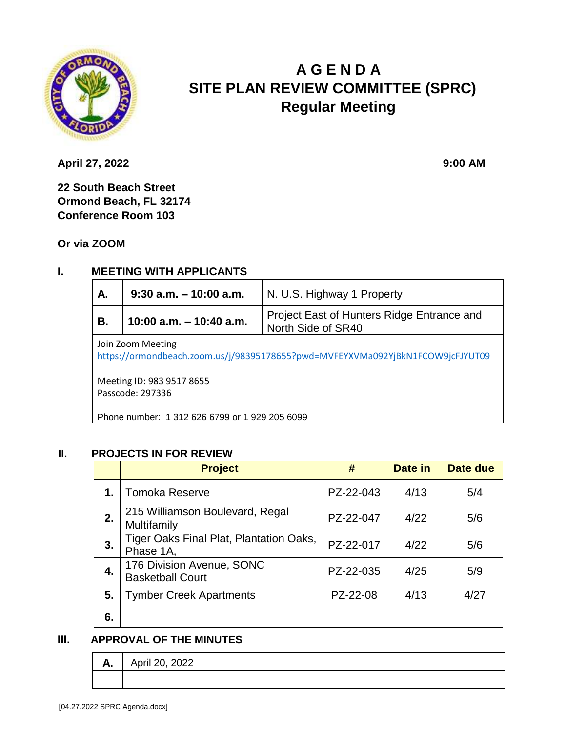# A G E N D A
# SITE PLAN REVIEW COMMITTEE (SPRC)
## Regular Meeting

**April 27, 2022** **9:00 AM**

**22 South Beach Street**
**Ormond Beach, FL 32174**
**Conference Room 103**

**Or via ZOOM**

## I. MEETING WITH APPLICANTS

| | | |
|---|---|---|
| **A.** | **9:30 a.m. – 10:00 a.m.** | N. U.S. Highway 1 Property |
| **B.** | **10:00 a.m. – 10:40 a.m.** | Project East of Hunters Ridge Entrance and North Side of SR40 |

Join Zoom Meeting
https://ormondbeach.zoom.us/j/98395178655?pwd=MVFEYXVMa092YjBkN1FCOW9jcFJYUT09

Meeting ID: 983 9517 8655
Passcode: 297336

Phone number: 1 312 626 6799 or 1 929 205 6099

## II. PROJECTS IN FOR REVIEW

| | Project | # | Date in | Date due |
|---|---|---|---|---|
| **1.** | Tomoka Reserve | PZ-22-043 | 4/13 | 5/4 |
| **2.** | 215 Williamson Boulevard, Regal Multifamily | PZ-22-047 | 4/22 | 5/6 |
| **3.** | Tiger Oaks Final Plat, Plantation Oaks, Phase 1A, | PZ-22-017 | 4/22 | 5/6 |
| **4.** | 176 Division Avenue, SONC Basketball Court | PZ-22-035 | 4/25 | 5/9 |
| **5.** | Tymber Creek Apartments | PZ-22-08 | 4/13 | 4/27 |
| **6.** | | | | |

## III. APPROVAL OF THE MINUTES

| | |
|---|---|
| **A.** | April 20, 2022 |
| | |

[04.27.2022 SPRC Agenda.docx]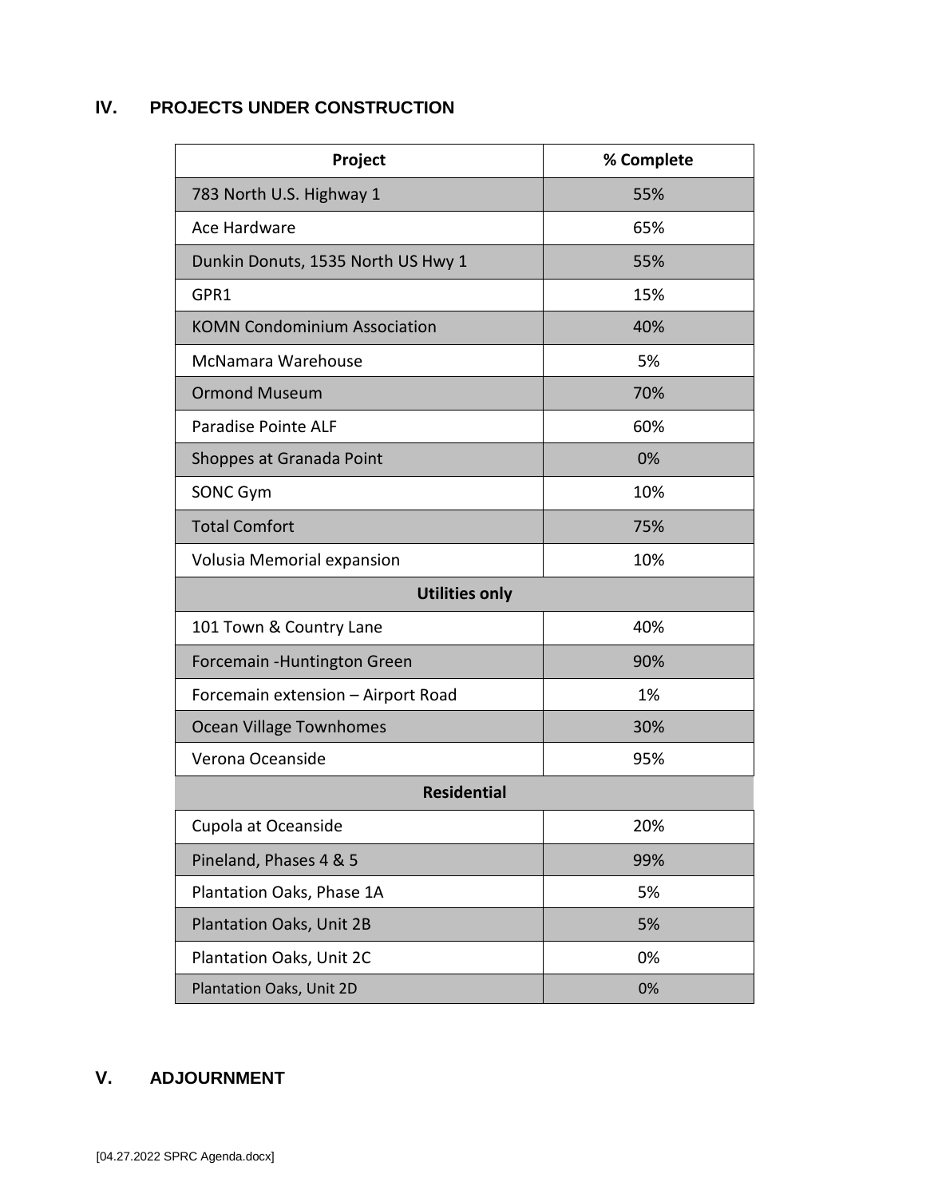## IV. PROJECTS UNDER CONSTRUCTION

| Project | % Complete |
|---|---|
| 783 North U.S. Highway 1 | 55% |
| Ace Hardware | 65% |
| Dunkin Donuts, 1535 North US Hwy 1 | 55% |
| GPR1 | 15% |
| KOMN Condominium Association | 40% |
| McNamara Warehouse | 5% |
| Ormond Museum | 70% |
| Paradise Pointe ALF | 60% |
| Shoppes at Granada Point | 0% |
| SONC Gym | 10% |
| Total Comfort | 75% |
| Volusia Memorial expansion | 10% |
| **Utilities only** | |
| 101 Town & Country Lane | 40% |
| Forcemain -Huntington Green | 90% |
| Forcemain extension – Airport Road | 1% |
| Ocean Village Townhomes | 30% |
| Verona Oceanside | 95% |
| **Residential** | |
| Cupola at Oceanside | 20% |
| Pineland, Phases 4 & 5 | 99% |
| Plantation Oaks, Phase 1A | 5% |
| Plantation Oaks, Unit 2B | 5% |
| Plantation Oaks, Unit 2C | 0% |
| Plantation Oaks, Unit 2D | 0% |

## V. ADJOURNMENT

[04.27.2022 SPRC Agenda.docx]